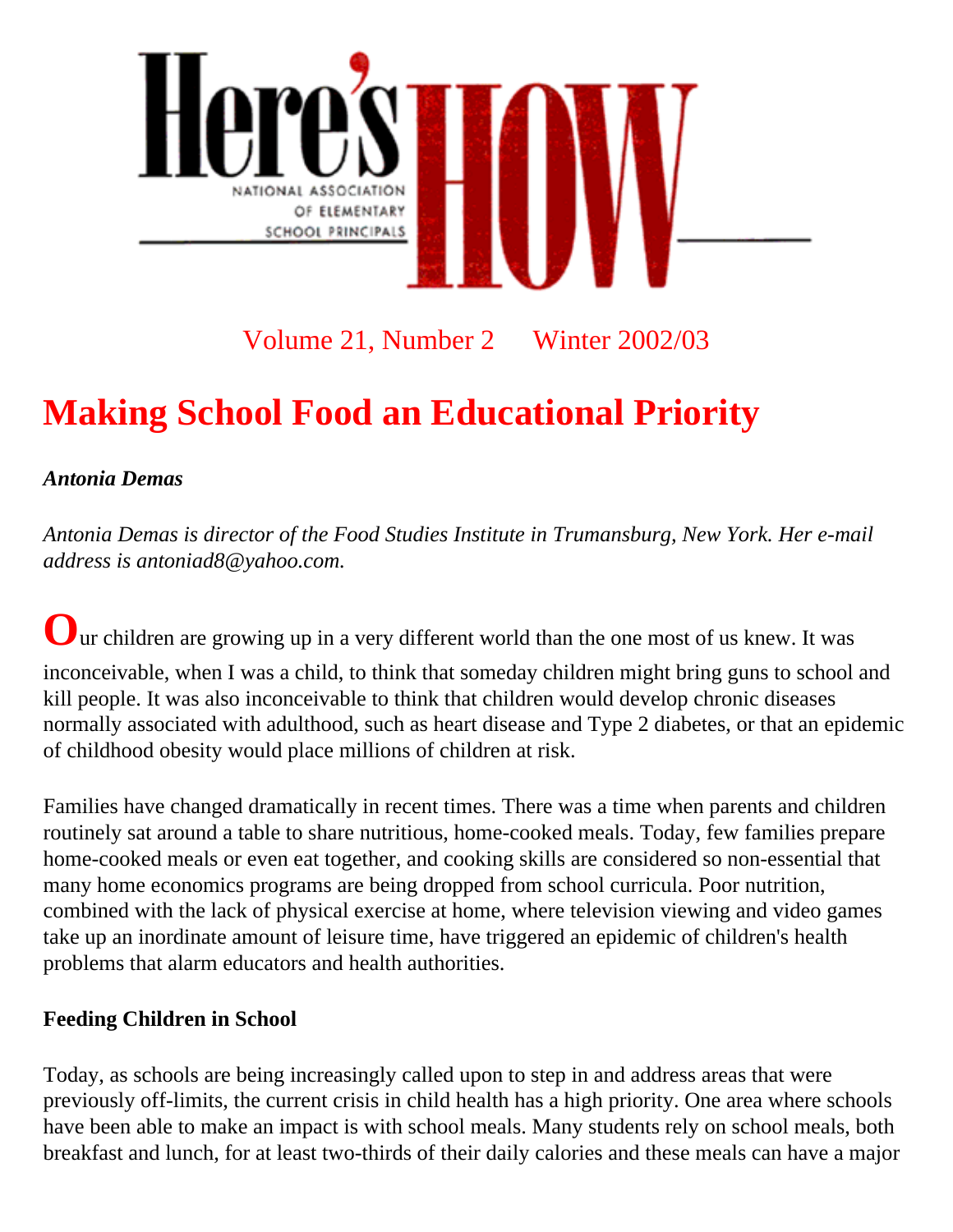# Here's HOW

NATIONAL ASSOCIATION OF ELEMENTARY SCHOOL PRINCIPALS

Volume 21, Number 2 Winter 2002/03

# Making School Food an Educational Priority

***Antonia Demas***

*Antonia Demas is director of the Food Studies Institute in Trumansburg, New York. Her e-mail address is antoniad8@yahoo.com.*

Our children are growing up in a very different world than the one most of us knew. It was inconceivable, when I was a child, to think that someday children might bring guns to school and kill people. It was also inconceivable to think that children would develop chronic diseases normally associated with adulthood, such as heart disease and Type 2 diabetes, or that an epidemic of childhood obesity would place millions of children at risk.

Families have changed dramatically in recent times. There was a time when parents and children routinely sat around a table to share nutritious, home-cooked meals. Today, few families prepare home-cooked meals or even eat together, and cooking skills are considered so non-essential that many home economics programs are being dropped from school curricula. Poor nutrition, combined with the lack of physical exercise at home, where television viewing and video games take up an inordinate amount of leisure time, have triggered an epidemic of children's health problems that alarm educators and health authorities.

**Feeding Children in School**

Today, as schools are being increasingly called upon to step in and address areas that were previously off-limits, the current crisis in child health has a high priority. One area where schools have been able to make an impact is with school meals. Many students rely on school meals, both breakfast and lunch, for at least two-thirds of their daily calories and these meals can have a major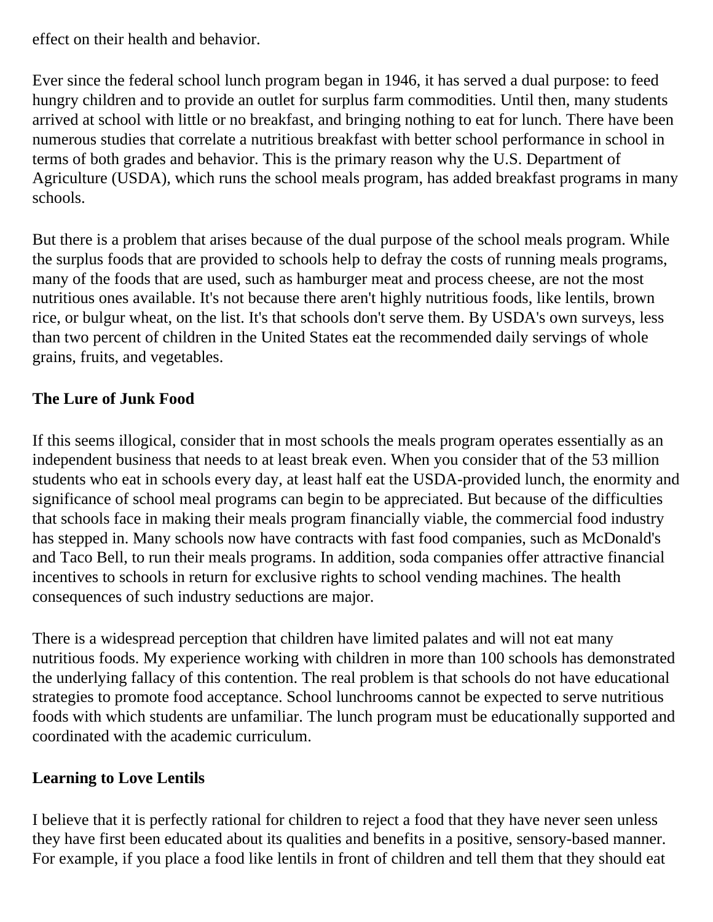effect on their health and behavior.

Ever since the federal school lunch program began in 1946, it has served a dual purpose: to feed hungry children and to provide an outlet for surplus farm commodities. Until then, many students arrived at school with little or no breakfast, and bringing nothing to eat for lunch. There have been numerous studies that correlate a nutritious breakfast with better school performance in school in terms of both grades and behavior. This is the primary reason why the U.S. Department of Agriculture (USDA), which runs the school meals program, has added breakfast programs in many schools.

But there is a problem that arises because of the dual purpose of the school meals program. While the surplus foods that are provided to schools help to defray the costs of running meals programs, many of the foods that are used, such as hamburger meat and process cheese, are not the most nutritious ones available. It's not because there aren't highly nutritious foods, like lentils, brown rice, or bulgur wheat, on the list. It's that schools don't serve them. By USDA's own surveys, less than two percent of children in the United States eat the recommended daily servings of whole grains, fruits, and vegetables.

**The Lure of Junk Food**

If this seems illogical, consider that in most schools the meals program operates essentially as an independent business that needs to at least break even. When you consider that of the 53 million students who eat in schools every day, at least half eat the USDA-provided lunch, the enormity and significance of school meal programs can begin to be appreciated. But because of the difficulties that schools face in making their meals program financially viable, the commercial food industry has stepped in. Many schools now have contracts with fast food companies, such as McDonald's and Taco Bell, to run their meals programs. In addition, soda companies offer attractive financial incentives to schools in return for exclusive rights to school vending machines. The health consequences of such industry seductions are major.

There is a widespread perception that children have limited palates and will not eat many nutritious foods. My experience working with children in more than 100 schools has demonstrated the underlying fallacy of this contention. The real problem is that schools do not have educational strategies to promote food acceptance. School lunchrooms cannot be expected to serve nutritious foods with which students are unfamiliar. The lunch program must be educationally supported and coordinated with the academic curriculum.

**Learning to Love Lentils**

I believe that it is perfectly rational for children to reject a food that they have never seen unless they have first been educated about its qualities and benefits in a positive, sensory-based manner. For example, if you place a food like lentils in front of children and tell them that they should eat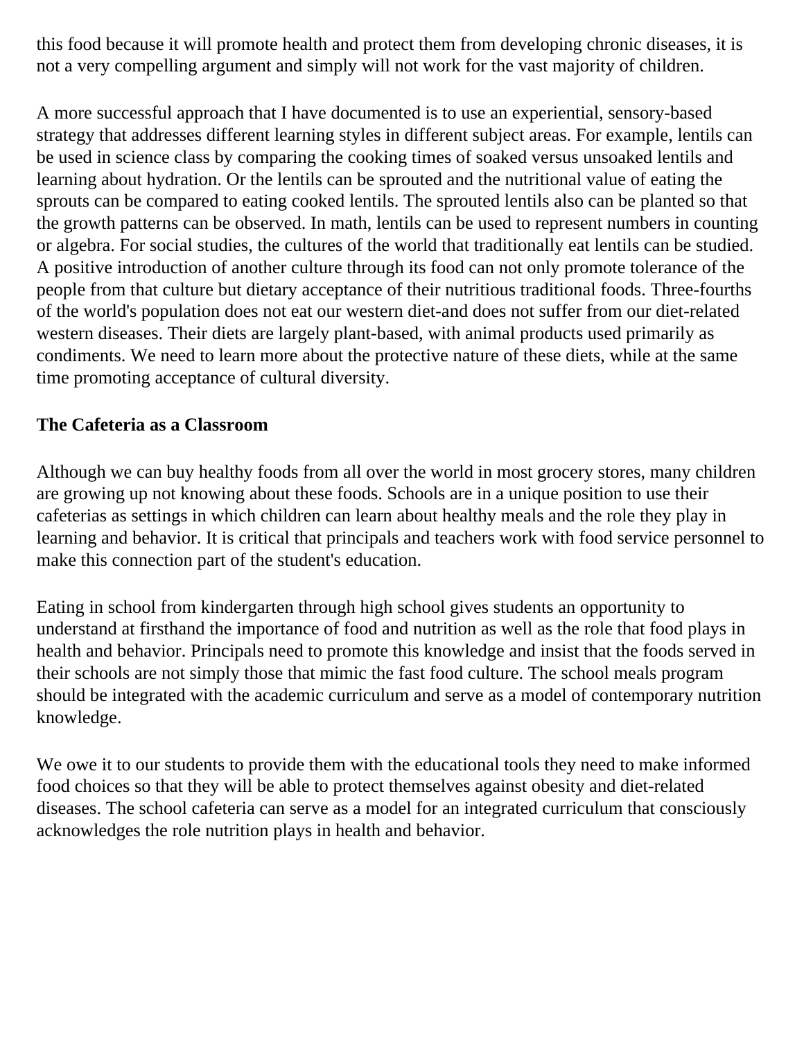this food because it will promote health and protect them from developing chronic diseases, it is not a very compelling argument and simply will not work for the vast majority of children.

A more successful approach that I have documented is to use an experiential, sensory-based strategy that addresses different learning styles in different subject areas. For example, lentils can be used in science class by comparing the cooking times of soaked versus unsoaked lentils and learning about hydration. Or the lentils can be sprouted and the nutritional value of eating the sprouts can be compared to eating cooked lentils. The sprouted lentils also can be planted so that the growth patterns can be observed. In math, lentils can be used to represent numbers in counting or algebra. For social studies, the cultures of the world that traditionally eat lentils can be studied. A positive introduction of another culture through its food can not only promote tolerance of the people from that culture but dietary acceptance of their nutritious traditional foods. Three-fourths of the world's population does not eat our western diet-and does not suffer from our diet-related western diseases. Their diets are largely plant-based, with animal products used primarily as condiments. We need to learn more about the protective nature of these diets, while at the same time promoting acceptance of cultural diversity.

**The Cafeteria as a Classroom**

Although we can buy healthy foods from all over the world in most grocery stores, many children are growing up not knowing about these foods. Schools are in a unique position to use their cafeterias as settings in which children can learn about healthy meals and the role they play in learning and behavior. It is critical that principals and teachers work with food service personnel to make this connection part of the student's education.

Eating in school from kindergarten through high school gives students an opportunity to understand at firsthand the importance of food and nutrition as well as the role that food plays in health and behavior. Principals need to promote this knowledge and insist that the foods served in their schools are not simply those that mimic the fast food culture. The school meals program should be integrated with the academic curriculum and serve as a model of contemporary nutrition knowledge.

We owe it to our students to provide them with the educational tools they need to make informed food choices so that they will be able to protect themselves against obesity and diet-related diseases. The school cafeteria can serve as a model for an integrated curriculum that consciously acknowledges the role nutrition plays in health and behavior.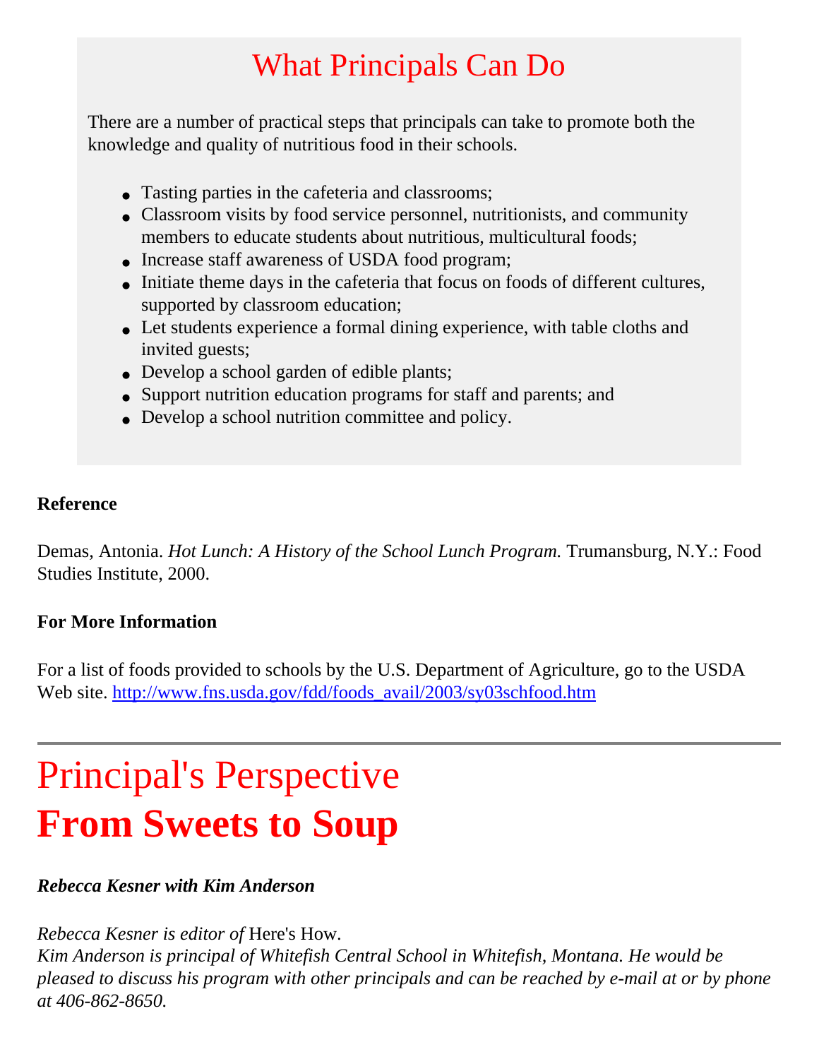## What Principals Can Do

There are a number of practical steps that principals can take to promote both the knowledge and quality of nutritious food in their schools.

- Tasting parties in the cafeteria and classrooms;
- Classroom visits by food service personnel, nutritionists, and community members to educate students about nutritious, multicultural foods;
- Increase staff awareness of USDA food program;
- Initiate theme days in the cafeteria that focus on foods of different cultures, supported by classroom education;
- Let students experience a formal dining experience, with table cloths and invited guests;
- Develop a school garden of edible plants;
- Support nutrition education programs for staff and parents; and
- Develop a school nutrition committee and policy.

**Reference**

Demas, Antonia. *Hot Lunch: A History of the School Lunch Program.* Trumansburg, N.Y.: Food Studies Institute, 2000.

**For More Information**

For a list of foods provided to schools by the U.S. Department of Agriculture, go to the USDA Web site. [http://www.fns.usda.gov/fdd/foods_avail/2003/sy03schfood.htm](http://www.fns.usda.gov/fdd/foods_avail/2003/sy03schfood.htm)

---

# Principal's Perspective
# **From Sweets to Soup**

***Rebecca Kesner with Kim Anderson***

*Rebecca Kesner is editor of* Here's How.
*Kim Anderson is principal of Whitefish Central School in Whitefish, Montana. He would be pleased to discuss his program with other principals and can be reached by e-mail at or by phone at 406-862-8650.*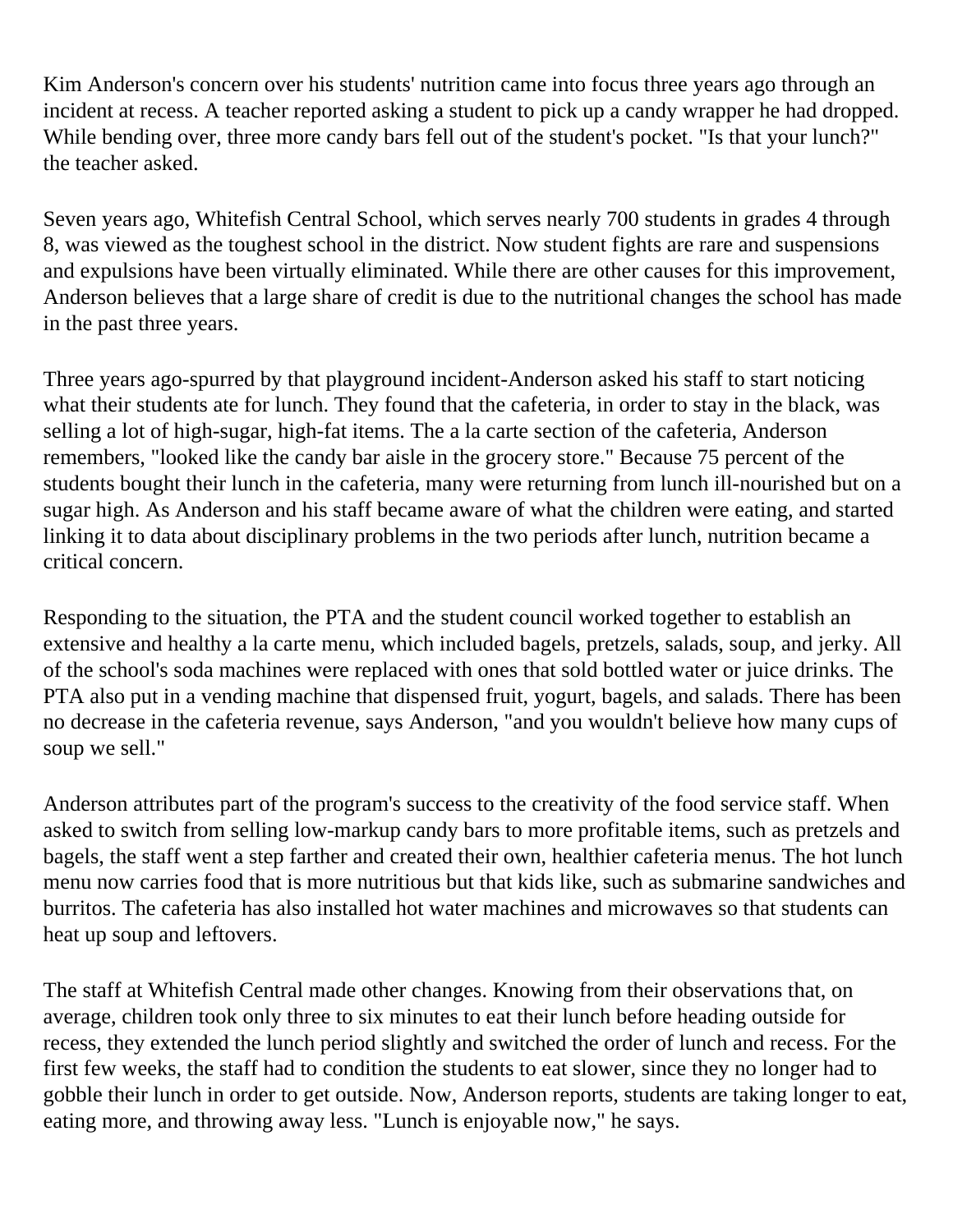Kim Anderson's concern over his students' nutrition came into focus three years ago through an incident at recess. A teacher reported asking a student to pick up a candy wrapper he had dropped. While bending over, three more candy bars fell out of the student's pocket. "Is that your lunch?" the teacher asked.

Seven years ago, Whitefish Central School, which serves nearly 700 students in grades 4 through 8, was viewed as the toughest school in the district. Now student fights are rare and suspensions and expulsions have been virtually eliminated. While there are other causes for this improvement, Anderson believes that a large share of credit is due to the nutritional changes the school has made in the past three years.

Three years ago-spurred by that playground incident-Anderson asked his staff to start noticing what their students ate for lunch. They found that the cafeteria, in order to stay in the black, was selling a lot of high-sugar, high-fat items. The a la carte section of the cafeteria, Anderson remembers, "looked like the candy bar aisle in the grocery store." Because 75 percent of the students bought their lunch in the cafeteria, many were returning from lunch ill-nourished but on a sugar high. As Anderson and his staff became aware of what the children were eating, and started linking it to data about disciplinary problems in the two periods after lunch, nutrition became a critical concern.

Responding to the situation, the PTA and the student council worked together to establish an extensive and healthy a la carte menu, which included bagels, pretzels, salads, soup, and jerky. All of the school's soda machines were replaced with ones that sold bottled water or juice drinks. The PTA also put in a vending machine that dispensed fruit, yogurt, bagels, and salads. There has been no decrease in the cafeteria revenue, says Anderson, "and you wouldn't believe how many cups of soup we sell."

Anderson attributes part of the program's success to the creativity of the food service staff. When asked to switch from selling low-markup candy bars to more profitable items, such as pretzels and bagels, the staff went a step farther and created their own, healthier cafeteria menus. The hot lunch menu now carries food that is more nutritious but that kids like, such as submarine sandwiches and burritos. The cafeteria has also installed hot water machines and microwaves so that students can heat up soup and leftovers.

The staff at Whitefish Central made other changes. Knowing from their observations that, on average, children took only three to six minutes to eat their lunch before heading outside for recess, they extended the lunch period slightly and switched the order of lunch and recess. For the first few weeks, the staff had to condition the students to eat slower, since they no longer had to gobble their lunch in order to get outside. Now, Anderson reports, students are taking longer to eat, eating more, and throwing away less. "Lunch is enjoyable now," he says.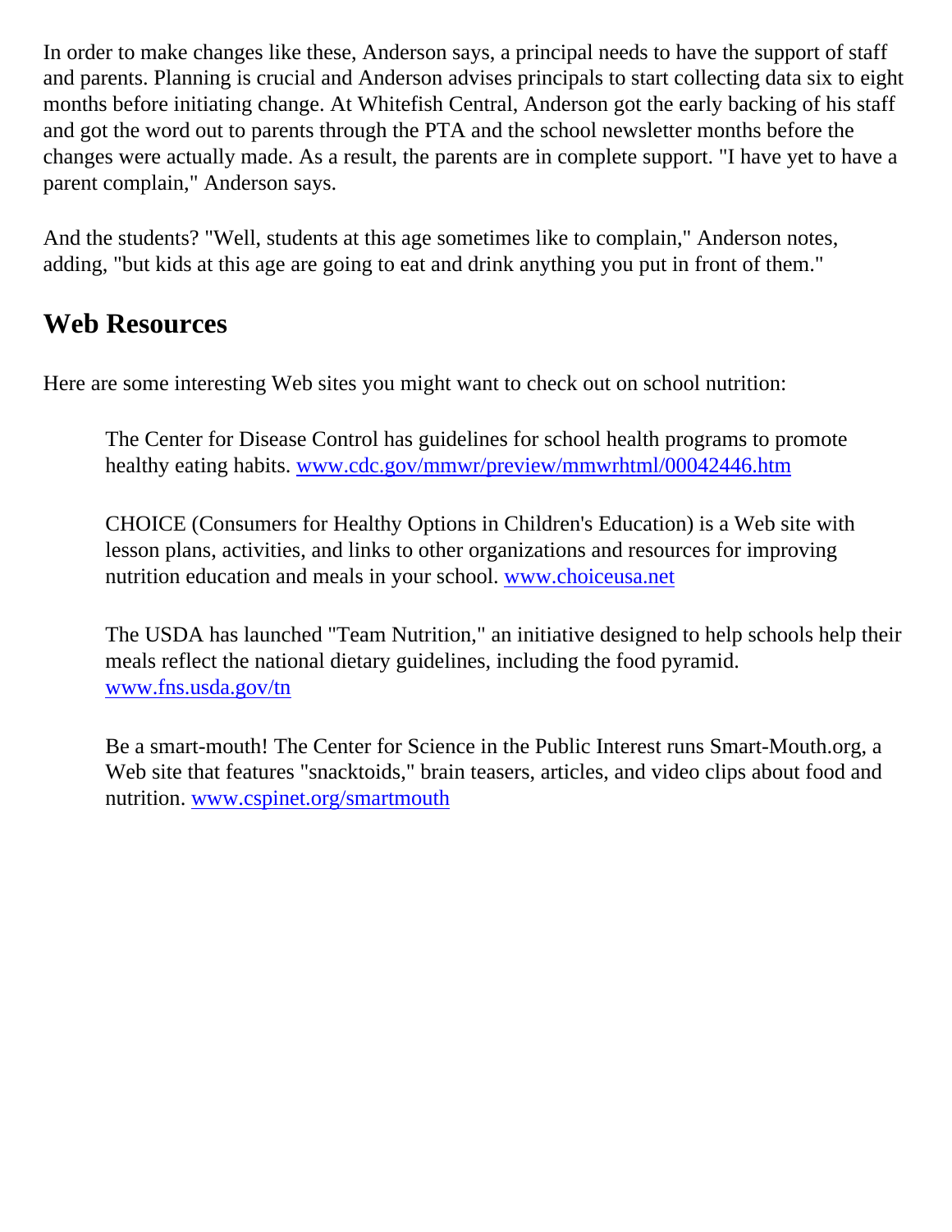In order to make changes like these, Anderson says, a principal needs to have the support of staff and parents. Planning is crucial and Anderson advises principals to start collecting data six to eight months before initiating change. At Whitefish Central, Anderson got the early backing of his staff and got the word out to parents through the PTA and the school newsletter months before the changes were actually made. As a result, the parents are in complete support. "I have yet to have a parent complain," Anderson says.

And the students? "Well, students at this age sometimes like to complain," Anderson notes, adding, "but kids at this age are going to eat and drink anything you put in front of them."

## Web Resources

Here are some interesting Web sites you might want to check out on school nutrition:

> The Center for Disease Control has guidelines for school health programs to promote healthy eating habits. [www.cdc.gov/mmwr/preview/mmwrhtml/00042446.htm](http://www.cdc.gov/mmwr/preview/mmwrhtml/00042446.htm)
>
> CHOICE (Consumers for Healthy Options in Children's Education) is a Web site with lesson plans, activities, and links to other organizations and resources for improving nutrition education and meals in your school. [www.choiceusa.net](http://www.choiceusa.net)
>
> The USDA has launched "Team Nutrition," an initiative designed to help schools help their meals reflect the national dietary guidelines, including the food pyramid. [www.fns.usda.gov/tn](http://www.fns.usda.gov/tn)
>
> Be a smart-mouth! The Center for Science in the Public Interest runs Smart-Mouth.org, a Web site that features "snacktoids," brain teasers, articles, and video clips about food and nutrition. [www.cspinet.org/smartmouth](http://www.cspinet.org/smartmouth)